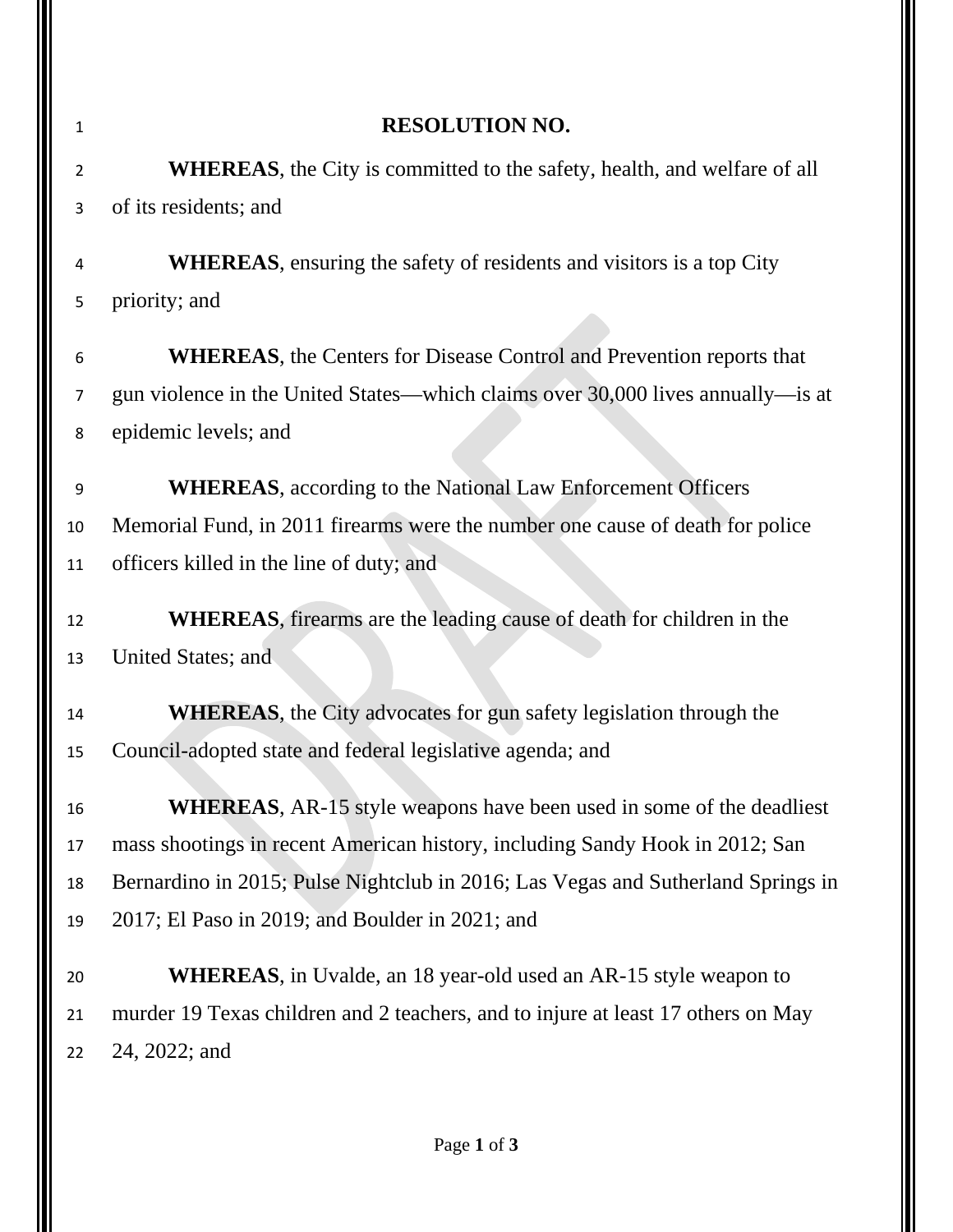# RESOLUTION NO.

**WHEREAS**, the City is committed to the safety, health, and welfare of all of its residents; and

**WHEREAS**, ensuring the safety of residents and visitors is a top City priority; and

**WHEREAS**, the Centers for Disease Control and Prevention reports that gun violence in the United States—which claims over 30,000 lives annually—is at epidemic levels; and

**WHEREAS**, according to the National Law Enforcement Officers Memorial Fund, in 2011 firearms were the number one cause of death for police officers killed in the line of duty; and

**WHEREAS**, firearms are the leading cause of death for children in the United States; and

**WHEREAS**, the City advocates for gun safety legislation through the Council-adopted state and federal legislative agenda; and

**WHEREAS**, AR-15 style weapons have been used in some of the deadliest mass shootings in recent American history, including Sandy Hook in 2012; San Bernardino in 2015; Pulse Nightclub in 2016; Las Vegas and Sutherland Springs in 2017; El Paso in 2019; and Boulder in 2021; and

**WHEREAS**, in Uvalde, an 18 year-old used an AR-15 style weapon to murder 19 Texas children and 2 teachers, and to injure at least 17 others on May 24, 2022; and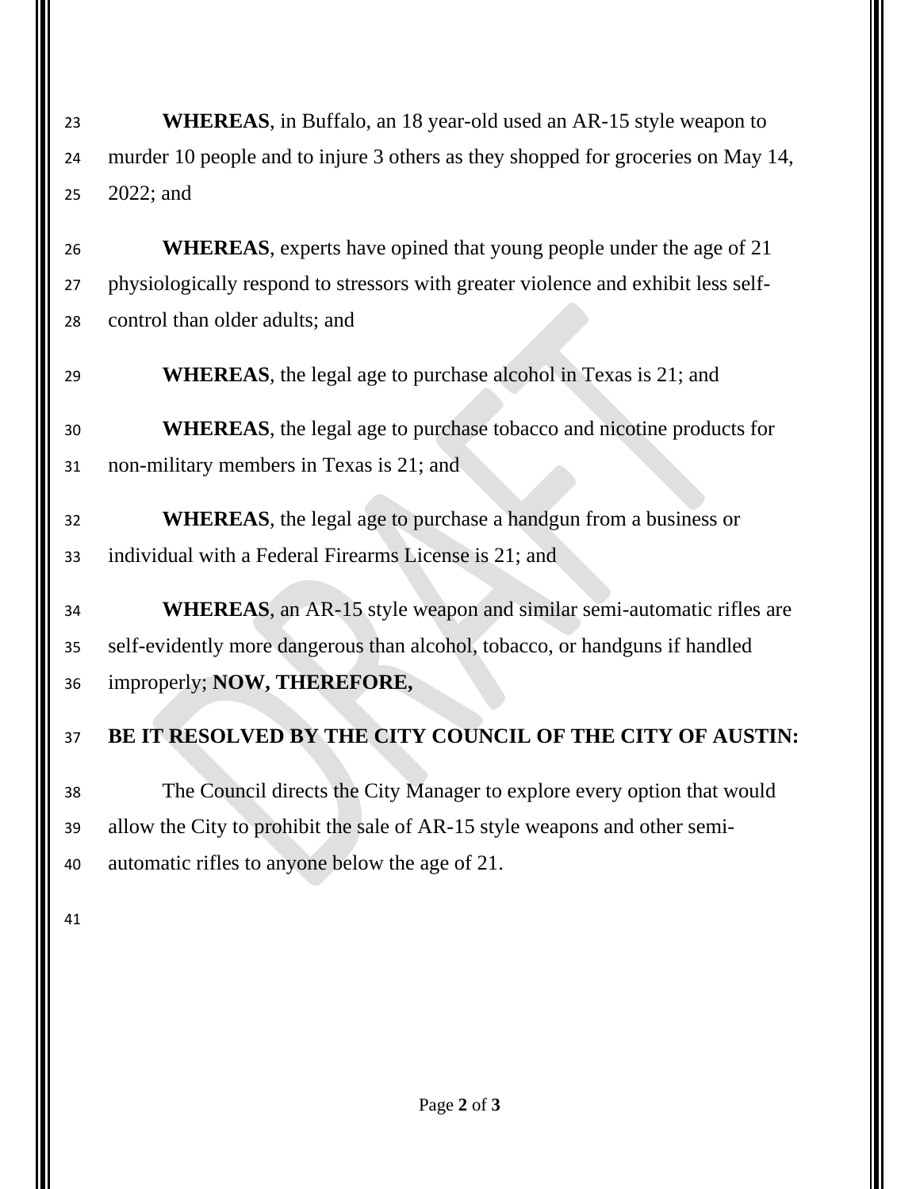**WHEREAS**, in Buffalo, an 18 year-old used an AR-15 style weapon to murder 10 people and to injure 3 others as they shopped for groceries on May 14, 2022; and

**WHEREAS**, experts have opined that young people under the age of 21 physiologically respond to stressors with greater violence and exhibit less self-control than older adults; and

**WHEREAS**, the legal age to purchase alcohol in Texas is 21; and

**WHEREAS**, the legal age to purchase tobacco and nicotine products for non-military members in Texas is 21; and

**WHEREAS**, the legal age to purchase a handgun from a business or individual with a Federal Firearms License is 21; and

**WHEREAS**, an AR-15 style weapon and similar semi-automatic rifles are self-evidently more dangerous than alcohol, tobacco, or handguns if handled improperly; **NOW, THEREFORE,**

**BE IT RESOLVED BY THE CITY COUNCIL OF THE CITY OF AUSTIN:**

The Council directs the City Manager to explore every option that would allow the City to prohibit the sale of AR-15 style weapons and other semi-automatic rifles to anyone below the age of 21.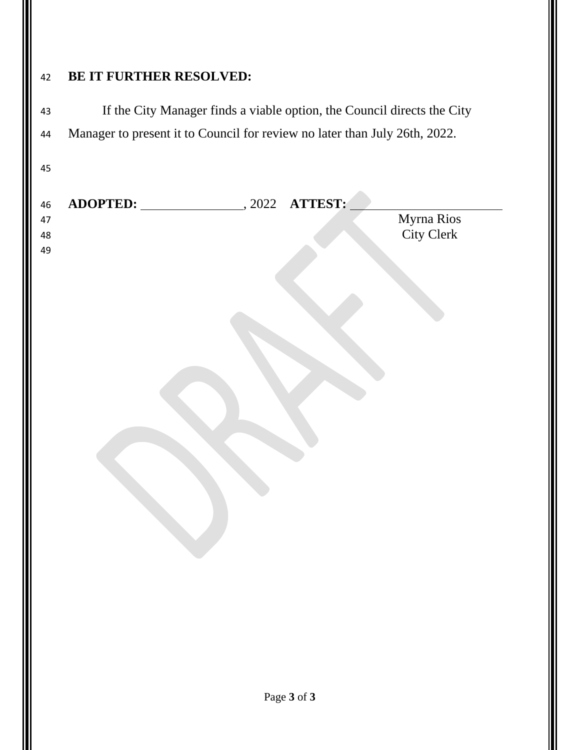**BE IT FURTHER RESOLVED:**

If the City Manager finds a viable option, the Council directs the City Manager to present it to Council for review no later than July 26th, 2022.

**ADOPTED:** ________________, 2022 **ATTEST:** ________________________

Myrna Rios
City Clerk